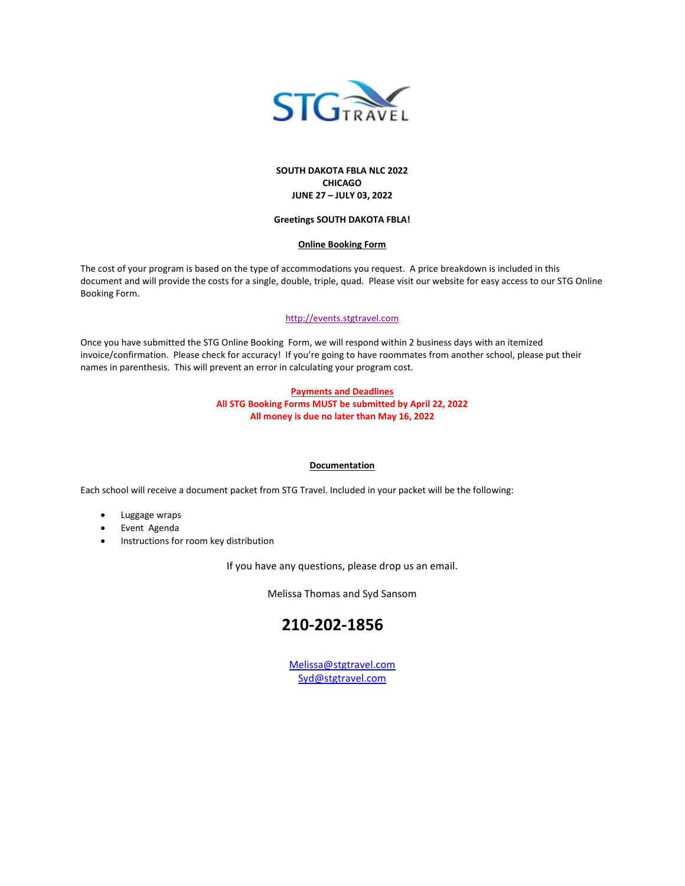STG TRAVEL

**SOUTH DAKOTA FBLA NLC 2022**
**CHICAGO**
**JUNE 27 – JULY 03, 2022**

**Greetings SOUTH DAKOTA FBLA!**

## Online Booking Form

The cost of your program is based on the type of accommodations you request. A price breakdown is included in this document and will provide the costs for a single, double, triple, quad. Please visit our website for easy access to our STG Online Booking Form.

http://events.stgtravel.com

Once you have submitted the STG Online Booking Form, we will respond within 2 business days with an itemized invoice/confirmation. Please check for accuracy! If you're going to have roommates from another school, please put their names in parenthesis. This will prevent an error in calculating your program cost.

## Payments and Deadlines

**All STG Booking Forms MUST be submitted by April 22, 2022**
**All money is due no later than May 16, 2022**

## Documentation

Each school will receive a document packet from STG Travel. Included in your packet will be the following:

- Luggage wraps
- Event Agenda
- Instructions for room key distribution

If you have any questions, please drop us an email.

Melissa Thomas and Syd Sansom

**210-202-1856**

Melissa@stgtravel.com
Syd@stgtravel.com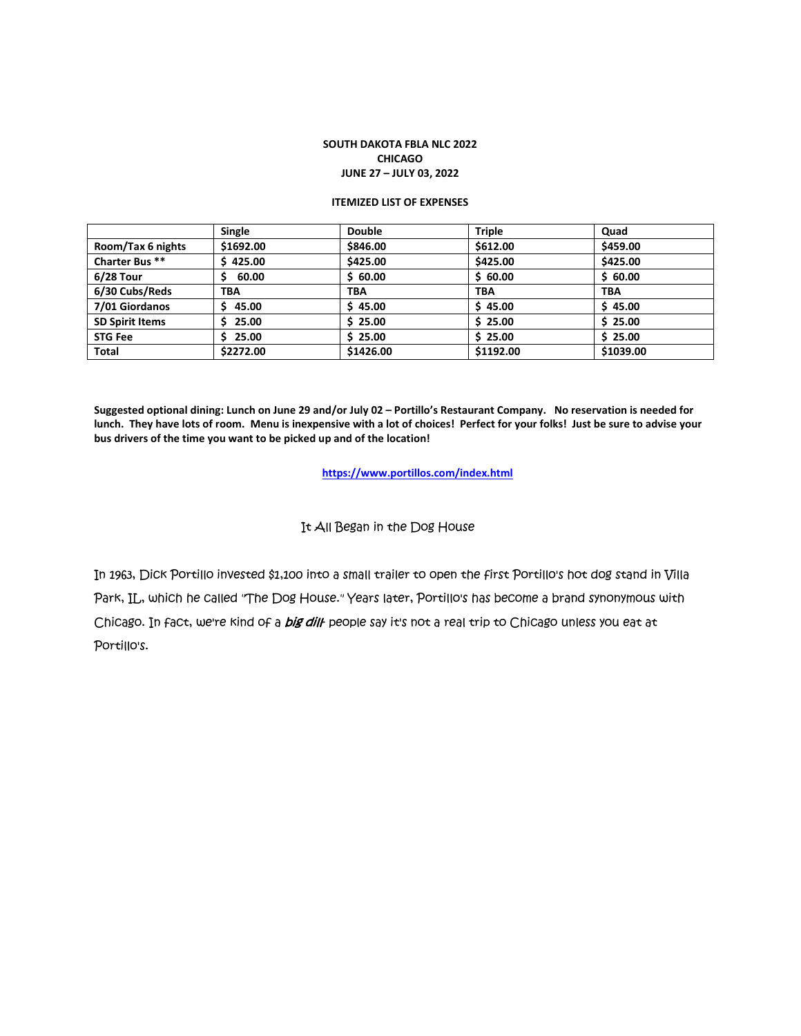**SOUTH DAKOTA FBLA NLC 2022**
**CHICAGO**
**JUNE 27 – JULY 03, 2022**

**ITEMIZED LIST OF EXPENSES**

| | Single | Double | Triple | Quad |
|---|---|---|---|---|
| **Room/Tax 6 nights** | $1692.00 | $846.00 | $612.00 | $459.00 |
| **Charter Bus \*\*** | $ 425.00 | $425.00 | $425.00 | $425.00 |
| **6/28 Tour** | $ 60.00 | $ 60.00 | $ 60.00 | $ 60.00 |
| **6/30 Cubs/Reds** | TBA | TBA | TBA | TBA |
| **7/01 Giordanos** | $ 45.00 | $ 45.00 | $ 45.00 | $ 45.00 |
| **SD Spirit Items** | $ 25.00 | $ 25.00 | $ 25.00 | $ 25.00 |
| **STG Fee** | $ 25.00 | $ 25.00 | $ 25.00 | $ 25.00 |
| **Total** | $2272.00 | $1426.00 | $1192.00 | $1039.00 |

**Suggested optional dining: Lunch on June 29 and/or July 02 – Portillo's Restaurant Company. No reservation is needed for lunch. They have lots of room. Menu is inexpensive with a lot of choices! Perfect for your folks! Just be sure to advise your bus drivers of the time you want to be picked up and of the location!**

**https://www.portillos.com/index.html**

It All Began in the Dog House

In 1963, Dick Portillo invested $1,100 into a small trailer to open the first Portillo's hot dog stand in Villa Park, IL, which he called "The Dog House." Years later, Portillo's has become a brand synonymous with Chicago. In fact, we're kind of a ***big dill***- people say it's not a real trip to Chicago unless you eat at Portillo's.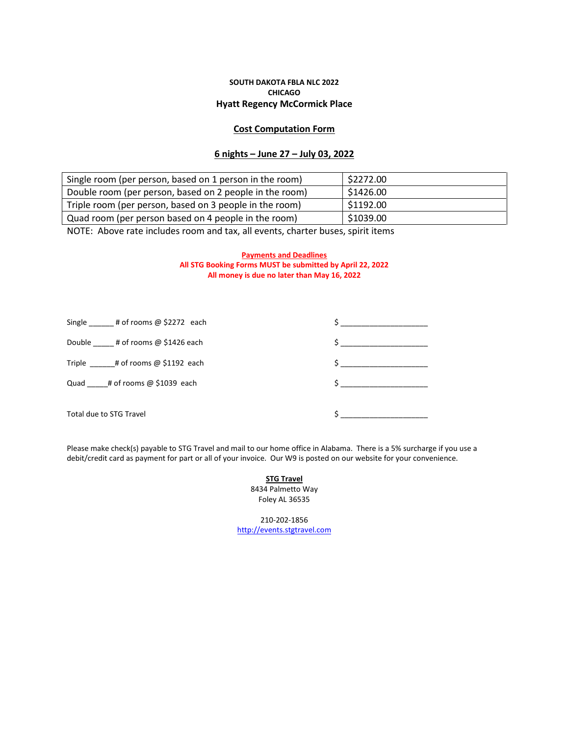**SOUTH DAKOTA FBLA NLC 2022**
**CHICAGO**
**Hyatt Regency McCormick Place**

## Cost Computation Form

## 6 nights – June 27 – July 03, 2022

| | |
|---|---|
| Single room (per person, based on 1 person in the room) | $2272.00 |
| Double room (per person, based on 2 people in the room) | $1426.00 |
| Triple room (per person, based on 3 people in the room) | $1192.00 |
| Quad room (per person based on 4 people in the room) | $1039.00 |

NOTE: Above rate includes room and tax, all events, charter buses, spirit items

**Payments and Deadlines**
**All STG Booking Forms MUST be submitted by April 22, 2022**
**All money is due no later than May 16, 2022**

Single ______ # of rooms @ $2272 each $ ____________________

Double _____ # of rooms @ $1426 each $ ____________________

Triple ______# of rooms @ $1192 each $ ____________________

Quad _____# of rooms @ $1039 each $ ____________________

Total due to STG Travel $ ____________________

Please make check(s) payable to STG Travel and mail to our home office in Alabama. There is a 5% surcharge if you use a debit/credit card as payment for part or all of your invoice. Our W9 is posted on our website for your convenience.

**STG Travel**
8434 Palmetto Way
Foley AL 36535

210-202-1856
http://events.stgtravel.com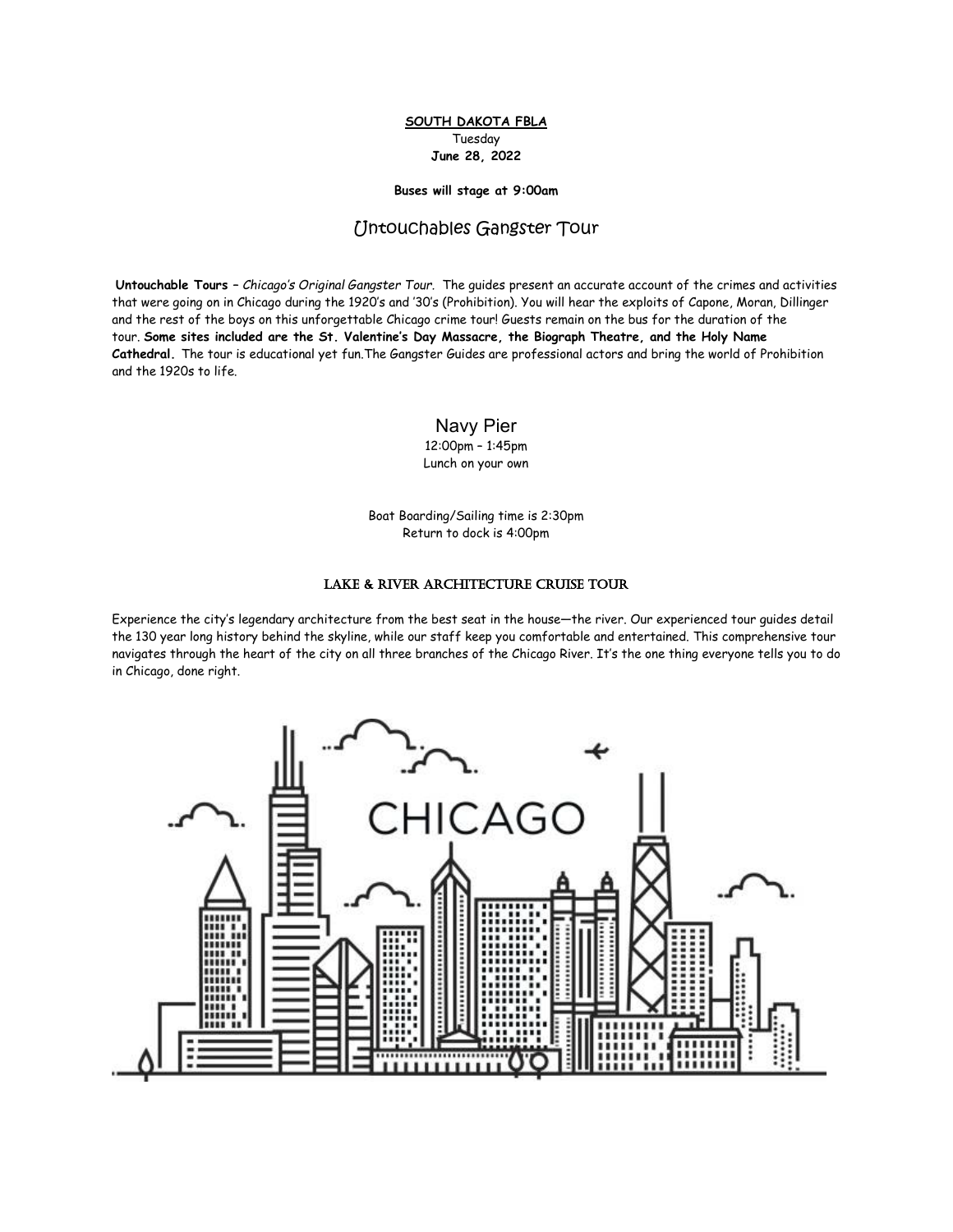**SOUTH DAKOTA FBLA**

Tuesday

**June 28, 2022**

**Buses will stage at 9:00am**

## Untouchables Gangster Tour

**Untouchable Tours** – *Chicago's Original Gangster Tour.* The guides present an accurate account of the crimes and activities that were going on in Chicago during the 1920's and '30's (Prohibition). You will hear the exploits of Capone, Moran, Dillinger and the rest of the boys on this unforgettable Chicago crime tour! Guests remain on the bus for the duration of the tour. **Some sites included are the St. Valentine's Day Massacre, the Biograph Theatre, and the Holy Name Cathedral.** The tour is educational yet fun.The Gangster Guides are professional actors and bring the world of Prohibition and the 1920s to life.

## Navy Pier

12:00pm – 1:45pm

Lunch on your own

Boat Boarding/Sailing time is 2:30pm

Return to dock is 4:00pm

### LAKE & RIVER ARCHITECTURE CRUISE TOUR

Experience the city's legendary architecture from the best seat in the house—the river. Our experienced tour guides detail the 130 year long history behind the skyline, while our staff keep you comfortable and entertained. This comprehensive tour navigates through the heart of the city on all three branches of the Chicago River. It's the one thing everyone tells you to do in Chicago, done right.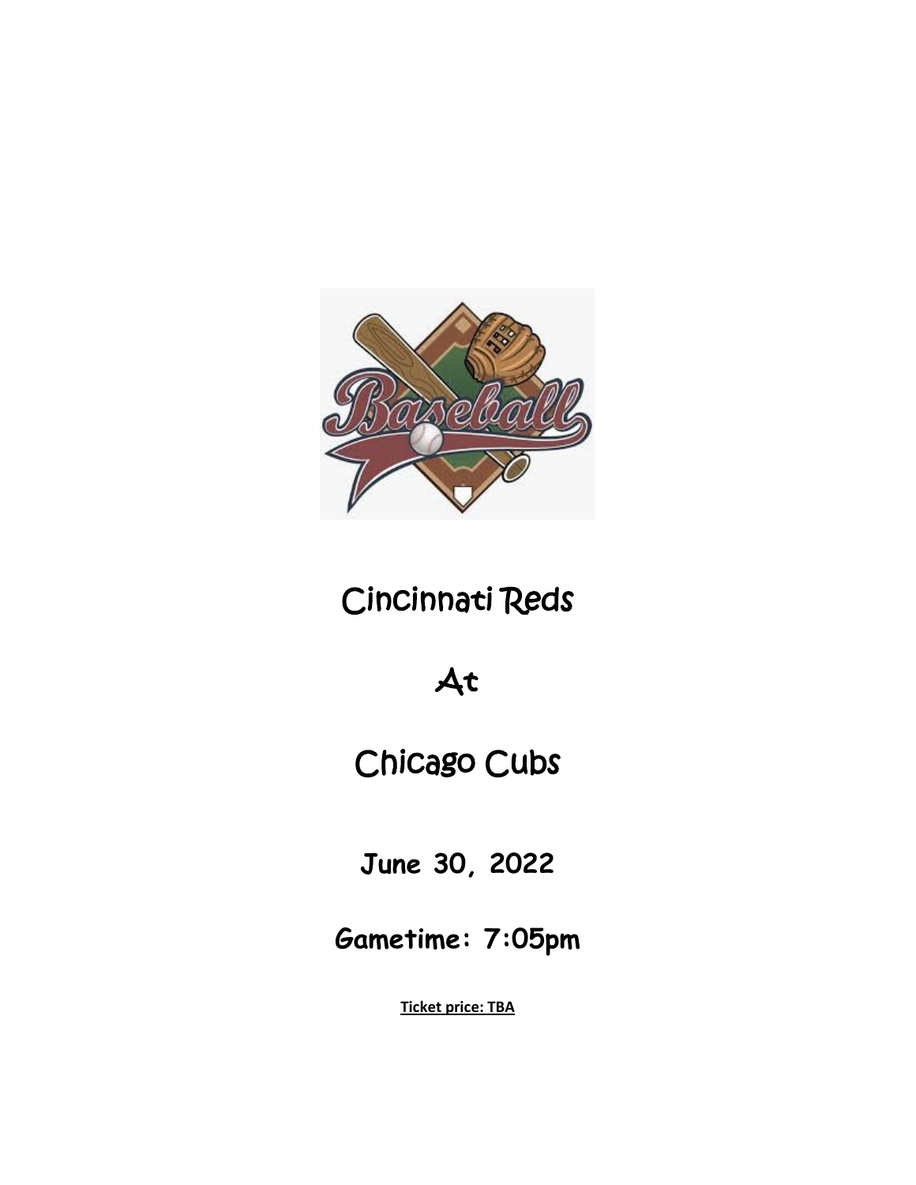Cincinnati Reds

At

Chicago Cubs

**June 30, 2022**

**Gametime: 7:05pm**

**Ticket price: TBA**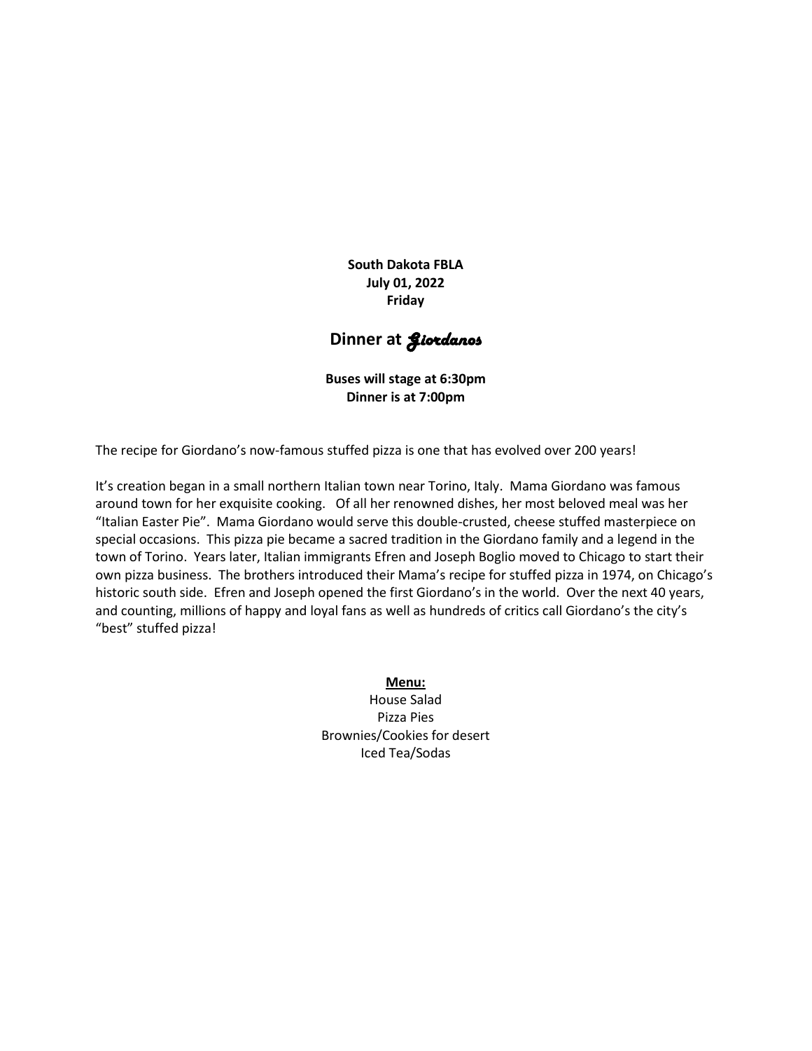**South Dakota FBLA**
**July 01, 2022**
**Friday**

## Dinner at *Giordanos*

**Buses will stage at 6:30pm**
**Dinner is at 7:00pm**

The recipe for Giordano's now-famous stuffed pizza is one that has evolved over 200 years!

It's creation began in a small northern Italian town near Torino, Italy. Mama Giordano was famous around town for her exquisite cooking. Of all her renowned dishes, her most beloved meal was her "Italian Easter Pie". Mama Giordano would serve this double-crusted, cheese stuffed masterpiece on special occasions. This pizza pie became a sacred tradition in the Giordano family and a legend in the town of Torino. Years later, Italian immigrants Efren and Joseph Boglio moved to Chicago to start their own pizza business. The brothers introduced their Mama's recipe for stuffed pizza in 1974, on Chicago's historic south side. Efren and Joseph opened the first Giordano's in the world. Over the next 40 years, and counting, millions of happy and loyal fans as well as hundreds of critics call Giordano's the city's "best" stuffed pizza!

**Menu:**

House Salad
Pizza Pies
Brownies/Cookies for desert
Iced Tea/Sodas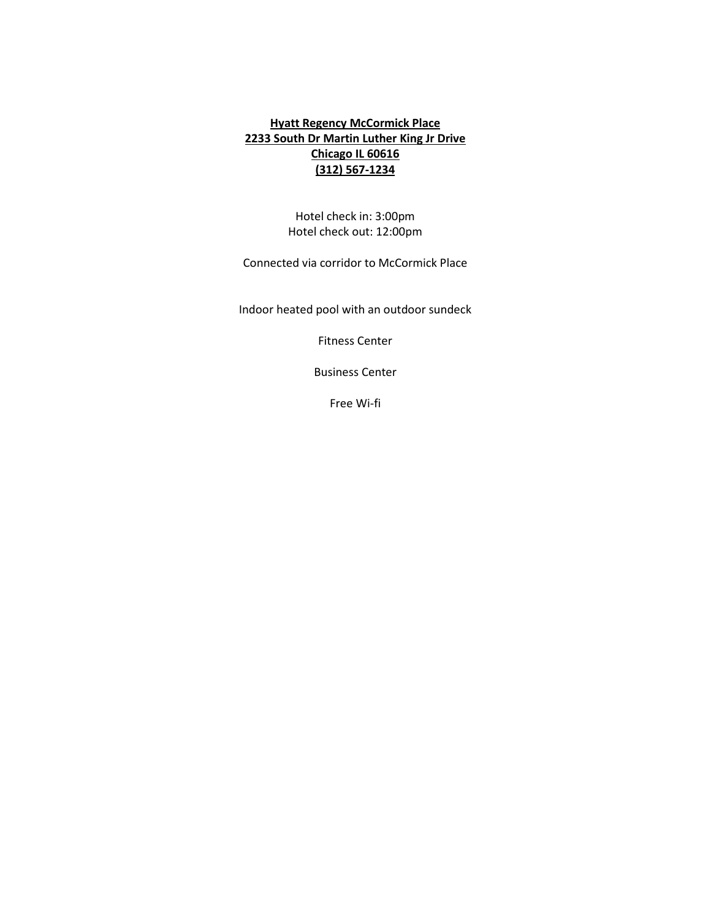**Hyatt Regency McCormick Place**
**2233 South Dr Martin Luther King Jr Drive**
**Chicago IL 60616**
**(312) 567-1234**

Hotel check in: 3:00pm
Hotel check out: 12:00pm

Connected via corridor to McCormick Place

Indoor heated pool with an outdoor sundeck

Fitness Center

Business Center

Free Wi-fi